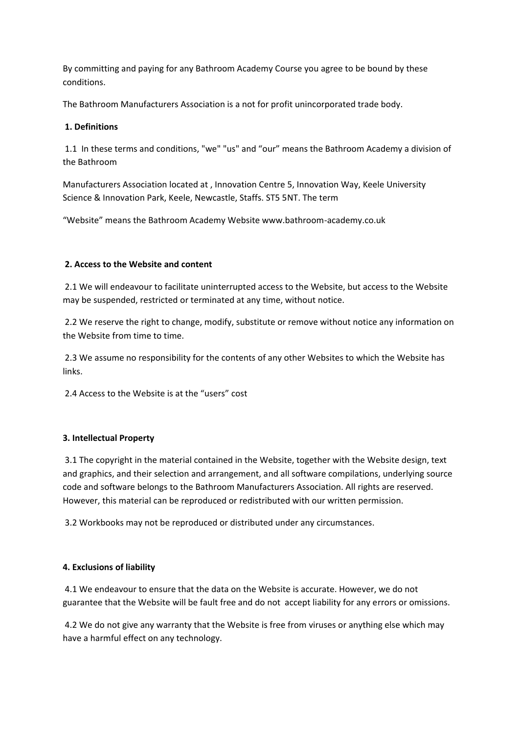By committing and paying for any Bathroom Academy Course you agree to be bound by these conditions.

The Bathroom Manufacturers Association is a not for profit unincorporated trade body.

**1. Definitions**

1.1 In these terms and conditions, "we" "us" and "our" means the Bathroom Academy a division of the Bathroom

Manufacturers Association located at , Innovation Centre 5, Innovation Way, Keele University Science & Innovation Park, Keele, Newcastle, Staffs. ST5 5NT. The term

"Website" means the Bathroom Academy Website www.bathroom-academy.co.uk

**2. Access to the Website and content**

2.1 We will endeavour to facilitate uninterrupted access to the Website, but access to the Website may be suspended, restricted or terminated at any time, without notice.

2.2 We reserve the right to change, modify, substitute or remove without notice any information on the Website from time to time.

2.3 We assume no responsibility for the contents of any other Websites to which the Website has links.

2.4 Access to the Website is at the "users" cost

**3. Intellectual Property**

3.1 The copyright in the material contained in the Website, together with the Website design, text and graphics, and their selection and arrangement, and all software compilations, underlying source code and software belongs to the Bathroom Manufacturers Association. All rights are reserved. However, this material can be reproduced or redistributed with our written permission.

3.2 Workbooks may not be reproduced or distributed under any circumstances.

**4. Exclusions of liability**

4.1 We endeavour to ensure that the data on the Website is accurate. However, we do not guarantee that the Website will be fault free and do not accept liability for any errors or omissions.

4.2 We do not give any warranty that the Website is free from viruses or anything else which may have a harmful effect on any technology.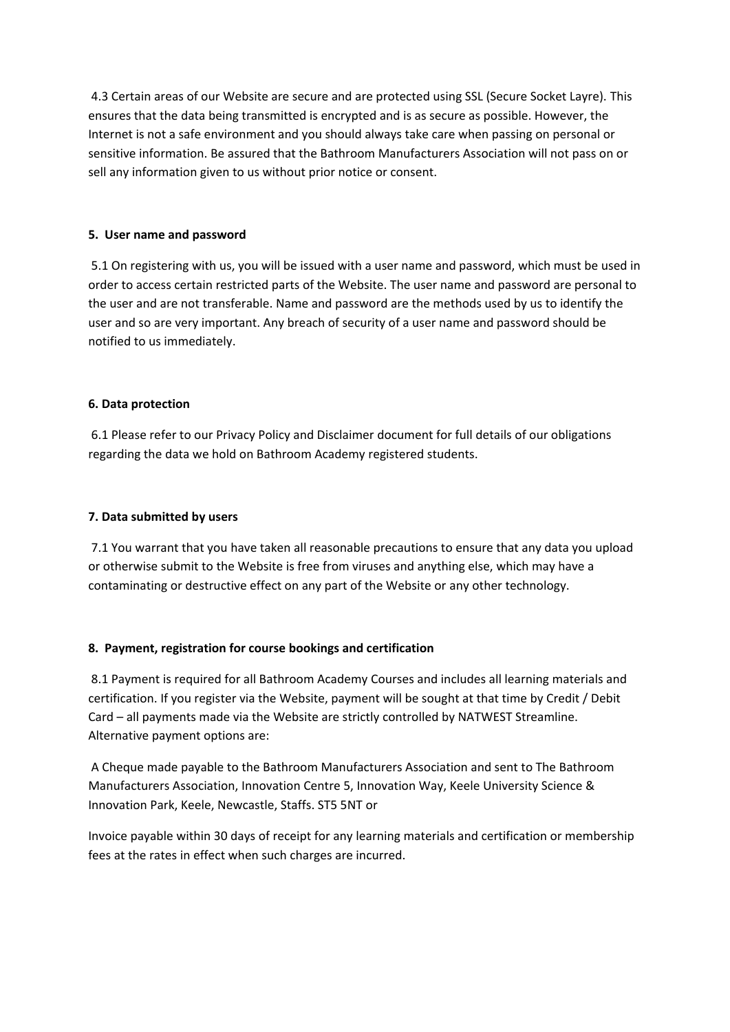4.3 Certain areas of our Website are secure and are protected using SSL (Secure Socket Layre). This ensures that the data being transmitted is encrypted and is as secure as possible. However, the Internet is not a safe environment and you should always take care when passing on personal or sensitive information. Be assured that the Bathroom Manufacturers Association will not pass on or sell any information given to us without prior notice or consent.

**5. User name and password**

5.1 On registering with us, you will be issued with a user name and password, which must be used in order to access certain restricted parts of the Website. The user name and password are personal to the user and are not transferable. Name and password are the methods used by us to identify the user and so are very important. Any breach of security of a user name and password should be notified to us immediately.

**6. Data protection**

6.1 Please refer to our Privacy Policy and Disclaimer document for full details of our obligations regarding the data we hold on Bathroom Academy registered students.

**7. Data submitted by users**

7.1 You warrant that you have taken all reasonable precautions to ensure that any data you upload or otherwise submit to the Website is free from viruses and anything else, which may have a contaminating or destructive effect on any part of the Website or any other technology.

**8. Payment, registration for course bookings and certification**

8.1 Payment is required for all Bathroom Academy Courses and includes all learning materials and certification. If you register via the Website, payment will be sought at that time by Credit / Debit Card – all payments made via the Website are strictly controlled by NATWEST Streamline. Alternative payment options are:

A Cheque made payable to the Bathroom Manufacturers Association and sent to The Bathroom Manufacturers Association, Innovation Centre 5, Innovation Way, Keele University Science & Innovation Park, Keele, Newcastle, Staffs. ST5 5NT or

Invoice payable within 30 days of receipt for any learning materials and certification or membership fees at the rates in effect when such charges are incurred.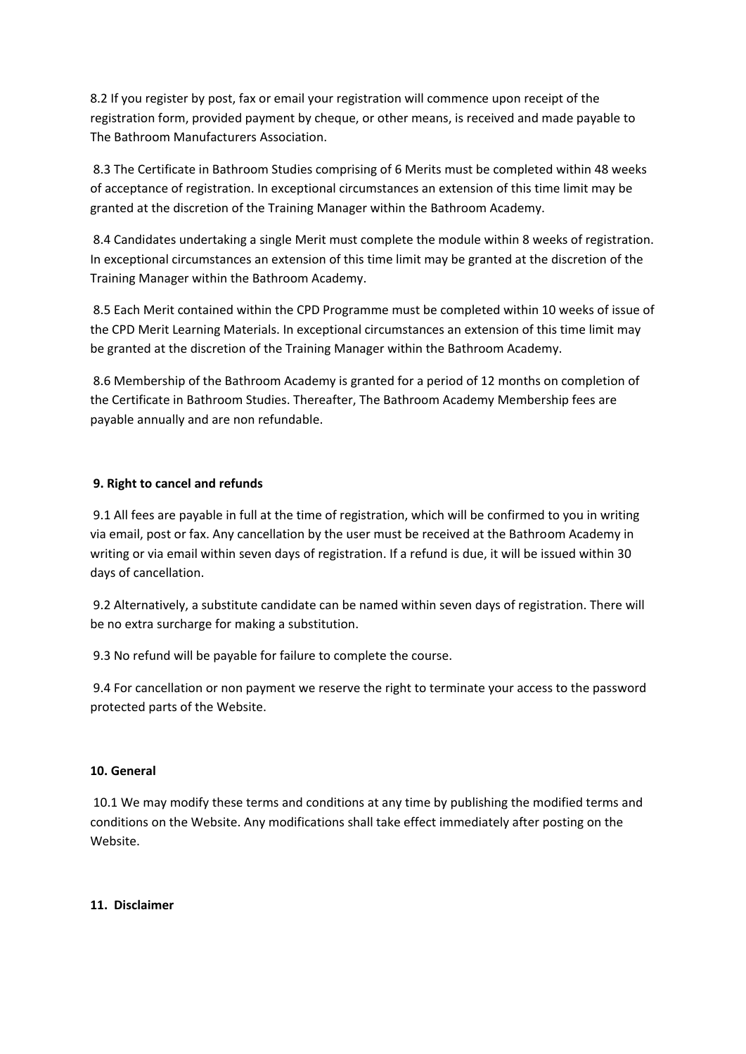8.2 If you register by post, fax or email your registration will commence upon receipt of the registration form, provided payment by cheque, or other means, is received and made payable to The Bathroom Manufacturers Association.

8.3 The Certificate in Bathroom Studies comprising of 6 Merits must be completed within 48 weeks of acceptance of registration. In exceptional circumstances an extension of this time limit may be granted at the discretion of the Training Manager within the Bathroom Academy.

8.4 Candidates undertaking a single Merit must complete the module within 8 weeks of registration. In exceptional circumstances an extension of this time limit may be granted at the discretion of the Training Manager within the Bathroom Academy.

8.5 Each Merit contained within the CPD Programme must be completed within 10 weeks of issue of the CPD Merit Learning Materials. In exceptional circumstances an extension of this time limit may be granted at the discretion of the Training Manager within the Bathroom Academy.

8.6 Membership of the Bathroom Academy is granted for a period of 12 months on completion of the Certificate in Bathroom Studies. Thereafter, The Bathroom Academy Membership fees are payable annually and are non refundable.

**9. Right to cancel and refunds**

9.1 All fees are payable in full at the time of registration, which will be confirmed to you in writing via email, post or fax. Any cancellation by the user must be received at the Bathroom Academy in writing or via email within seven days of registration. If a refund is due, it will be issued within 30 days of cancellation.

9.2 Alternatively, a substitute candidate can be named within seven days of registration. There will be no extra surcharge for making a substitution.

9.3 No refund will be payable for failure to complete the course.

9.4 For cancellation or non payment we reserve the right to terminate your access to the password protected parts of the Website.

**10. General**

10.1 We may modify these terms and conditions at any time by publishing the modified terms and conditions on the Website. Any modifications shall take effect immediately after posting on the Website.

**11. Disclaimer**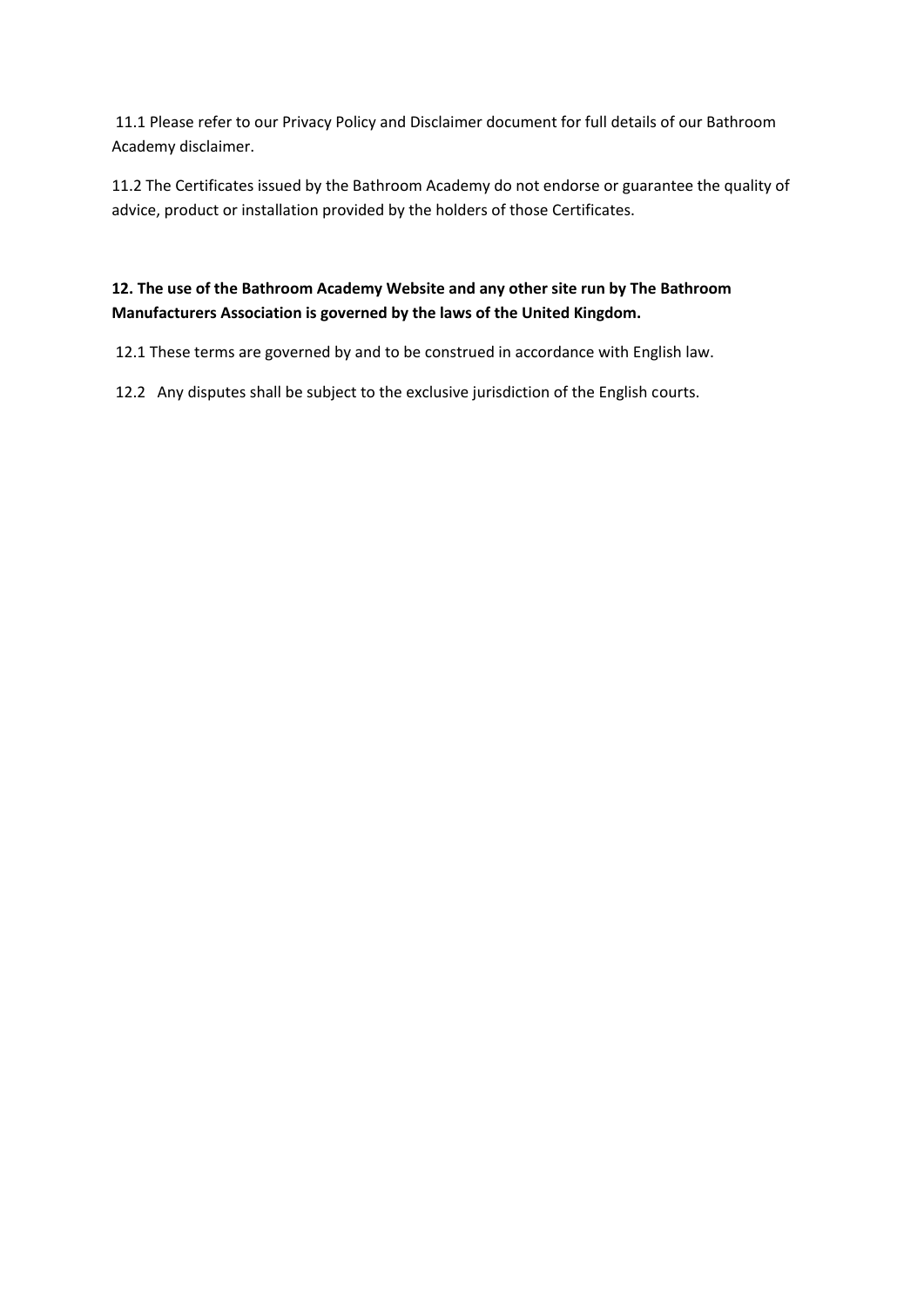11.1 Please refer to our Privacy Policy and Disclaimer document for full details of our Bathroom Academy disclaimer.

11.2 The Certificates issued by the Bathroom Academy do not endorse or guarantee the quality of advice, product or installation provided by the holders of those Certificates.

**12. The use of the Bathroom Academy Website and any other site run by The Bathroom Manufacturers Association is governed by the laws of the United Kingdom.**

12.1 These terms are governed by and to be construed in accordance with English law.

12.2 Any disputes shall be subject to the exclusive jurisdiction of the English courts.